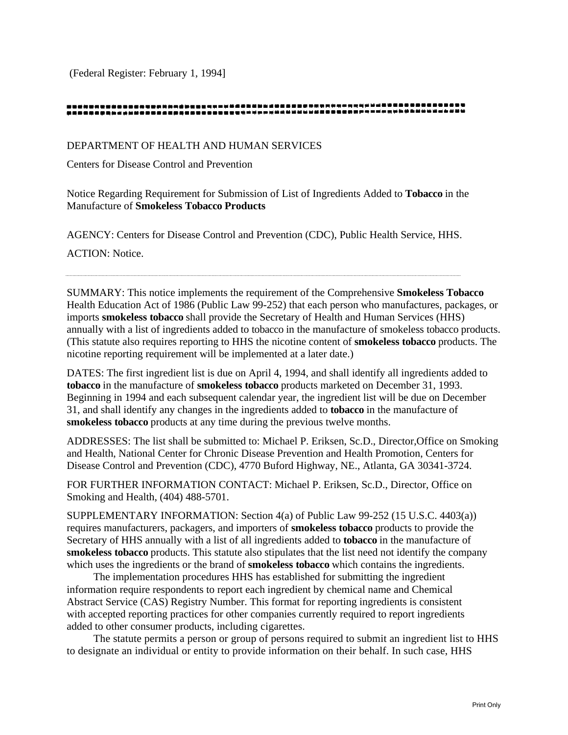(Federal Register: February 1, 1994]

DEPARTMENT OF HEALTH AND HUMAN SERVICES

Centers for Disease Control and Prevention

Notice Regarding Requirement for Submission of List of Ingredients Added to **Tobacco** in the Manufacture of **Smokeless Tobacco Products**

AGENCY: Centers for Disease Control and Prevention (CDC), Public Health Service, HHS.

ACTION: Notice.

---

SUMMARY: This notice implements the requirement of the Comprehensive **Smokeless Tobacco** Health Education Act of 1986 (Public Law 99-252) that each person who manufactures, packages, or imports **smokeless tobacco** shall provide the Secretary of Health and Human Services (HHS) annually with a list of ingredients added to tobacco in the manufacture of smokeless tobacco products. (This statute also requires reporting to HHS the nicotine content of **smokeless tobacco** products. The nicotine reporting requirement will be implemented at a later date.)

DATES: The first ingredient list is due on April 4, 1994, and shall identify all ingredients added to **tobacco** in the manufacture of **smokeless tobacco** products marketed on December 31, 1993. Beginning in 1994 and each subsequent calendar year, the ingredient list will be due on December 31, and shall identify any changes in the ingredients added to **tobacco** in the manufacture of **smokeless tobacco** products at any time during the previous twelve months.

ADDRESSES: The list shall be submitted to: Michael P. Eriksen, Sc.D., Director,Office on Smoking and Health, National Center for Chronic Disease Prevention and Health Promotion, Centers for Disease Control and Prevention (CDC), 4770 Buford Highway, NE., Atlanta, GA 30341-3724.

FOR FURTHER INFORMATION CONTACT: Michael P. Eriksen, Sc.D., Director, Office on Smoking and Health, (404) 488-5701.

SUPPLEMENTARY INFORMATION: Section 4(a) of Public Law 99-252 (15 U.S.C. 4403(a)) requires manufacturers, packagers, and importers of **smokeless tobacco** products to provide the Secretary of HHS annually with a list of all ingredients added to **tobacco** in the manufacture of **smokeless tobacco** products. This statute also stipulates that the list need not identify the company which uses the ingredients or the brand of **smokeless tobacco** which contains the ingredients.

The implementation procedures HHS has established for submitting the ingredient information require respondents to report each ingredient by chemical name and Chemical Abstract Service (CAS) Registry Number. This format for reporting ingredients is consistent with accepted reporting practices for other companies currently required to report ingredients added to other consumer products, including cigarettes.

The statute permits a person or group of persons required to submit an ingredient list to HHS to designate an individual or entity to provide information on their behalf. In such case, HHS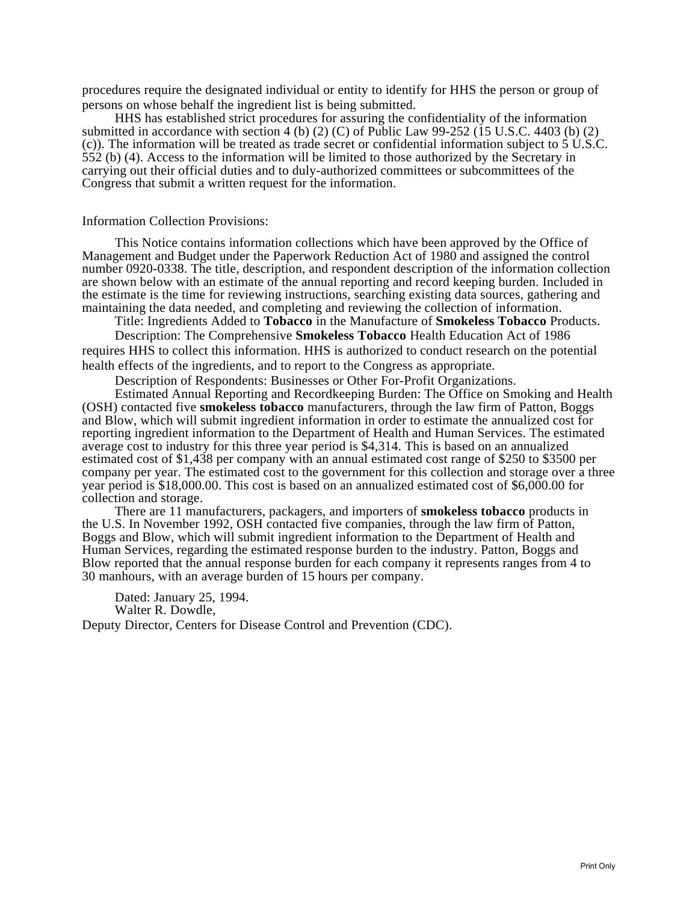procedures require the designated individual or entity to identify for HHS the person or group of persons on whose behalf the ingredient list is being submitted.

HHS has established strict procedures for assuring the confidentiality of the information submitted in accordance with section 4 (b) (2) (C) of Public Law 99-252 (15 U.S.C. 4403 (b) (2) (c)). The information will be treated as trade secret or confidential information subject to 5 U.S.C. 552 (b) (4). Access to the information will be limited to those authorized by the Secretary in carrying out their official duties and to duly-authorized committees or subcommittees of the Congress that submit a written request for the information.

Information Collection Provisions:

This Notice contains information collections which have been approved by the Office of Management and Budget under the Paperwork Reduction Act of 1980 and assigned the control number 0920-0338. The title, description, and respondent description of the information collection are shown below with an estimate of the annual reporting and record keeping burden. Included in the estimate is the time for reviewing instructions, searching existing data sources, gathering and maintaining the data needed, and completing and reviewing the collection of information.

Title: Ingredients Added to **Tobacco** in the Manufacture of **Smokeless Tobacco** Products.

Description: The Comprehensive **Smokeless Tobacco** Health Education Act of 1986 requires HHS to collect this information. HHS is authorized to conduct research on the potential health effects of the ingredients, and to report to the Congress as appropriate.

Description of Respondents: Businesses or Other For-Profit Organizations.

Estimated Annual Reporting and Recordkeeping Burden: The Office on Smoking and Health (OSH) contacted five **smokeless tobacco** manufacturers, through the law firm of Patton, Boggs and Blow, which will submit ingredient information in order to estimate the annualized cost for reporting ingredient information to the Department of Health and Human Services. The estimated average cost to industry for this three year period is $4,314. This is based on an annualized estimated cost of $1,438 per company with an annual estimated cost range of $250 to $3500 per company per year. The estimated cost to the government for this collection and storage over a three year period is $18,000.00. This cost is based on an annualized estimated cost of $6,000.00 for collection and storage.

There are 11 manufacturers, packagers, and importers of **smokeless tobacco** products in the U.S. In November 1992, OSH contacted five companies, through the law firm of Patton, Boggs and Blow, which will submit ingredient information to the Department of Health and Human Services, regarding the estimated response burden to the industry. Patton, Boggs and Blow reported that the annual response burden for each company it represents ranges from 4 to 30 manhours, with an average burden of 15 hours per company.

Dated: January 25, 1994.

Walter R. Dowdle,

Deputy Director, Centers for Disease Control and Prevention (CDC).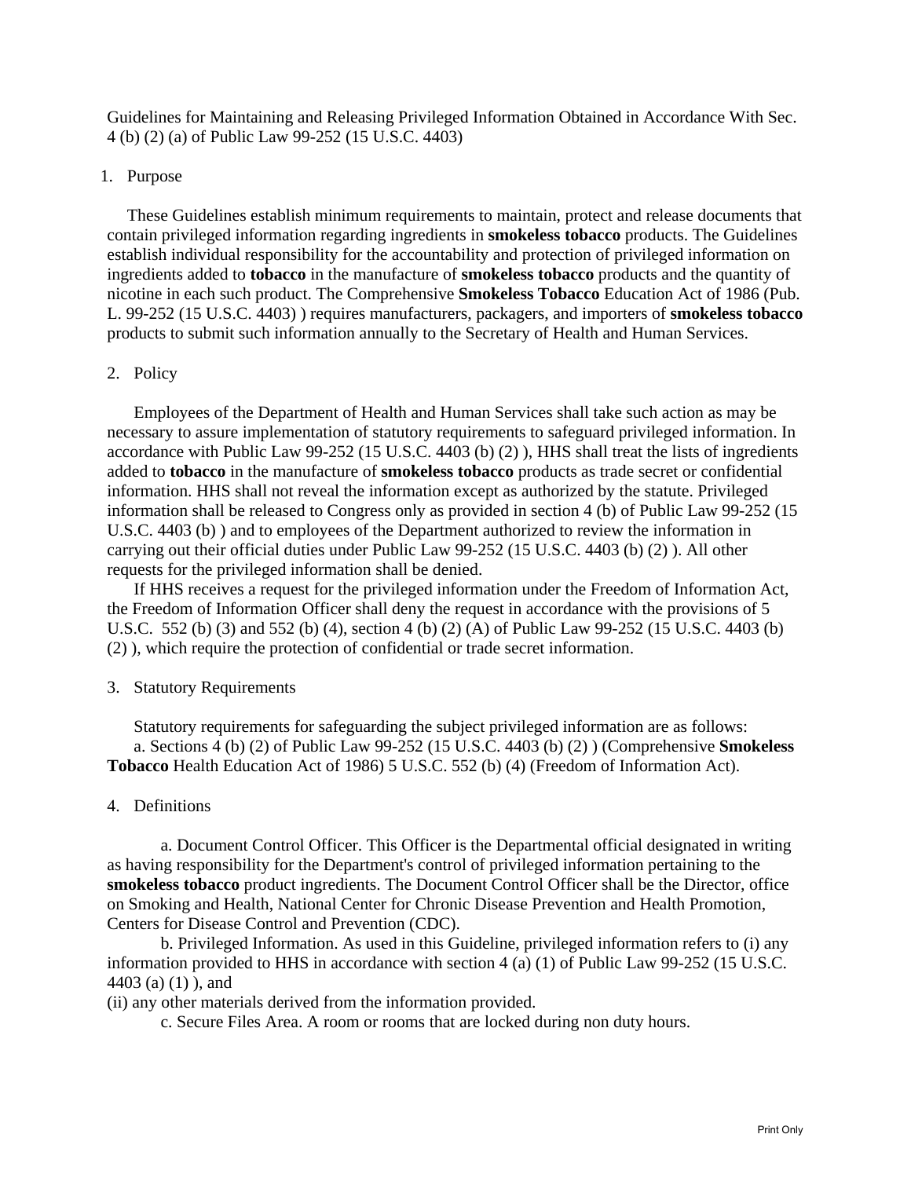Guidelines for Maintaining and Releasing Privileged Information Obtained in Accordance With Sec. 4 (b) (2) (a) of Public Law 99-252 (15 U.S.C. 4403)

1. Purpose

These Guidelines establish minimum requirements to maintain, protect and release documents that contain privileged information regarding ingredients in **smokeless tobacco** products. The Guidelines establish individual responsibility for the accountability and protection of privileged information on ingredients added to **tobacco** in the manufacture of **smokeless tobacco** products and the quantity of nicotine in each such product. The Comprehensive **Smokeless Tobacco** Education Act of 1986 (Pub. L. 99-252 (15 U.S.C. 4403) ) requires manufacturers, packagers, and importers of **smokeless tobacco** products to submit such information annually to the Secretary of Health and Human Services.

2. Policy

Employees of the Department of Health and Human Services shall take such action as may be necessary to assure implementation of statutory requirements to safeguard privileged information. In accordance with Public Law 99-252 (15 U.S.C. 4403 (b) (2) ), HHS shall treat the lists of ingredients added to **tobacco** in the manufacture of **smokeless tobacco** products as trade secret or confidential information. HHS shall not reveal the information except as authorized by the statute. Privileged information shall be released to Congress only as provided in section 4 (b) of Public Law 99-252 (15 U.S.C. 4403 (b) ) and to employees of the Department authorized to review the information in carrying out their official duties under Public Law 99-252 (15 U.S.C. 4403 (b) (2) ). All other requests for the privileged information shall be denied.

If HHS receives a request for the privileged information under the Freedom of Information Act, the Freedom of Information Officer shall deny the request in accordance with the provisions of 5 U.S.C. 552 (b) (3) and 552 (b) (4), section 4 (b) (2) (A) of Public Law 99-252 (15 U.S.C. 4403 (b) (2) ), which require the protection of confidential or trade secret information.

3. Statutory Requirements

Statutory requirements for safeguarding the subject privileged information are as follows:

a. Sections 4 (b) (2) of Public Law 99-252 (15 U.S.C. 4403 (b) (2) ) (Comprehensive **Smokeless Tobacco** Health Education Act of 1986) 5 U.S.C. 552 (b) (4) (Freedom of Information Act).

4. Definitions

a. Document Control Officer. This Officer is the Departmental official designated in writing as having responsibility for the Department's control of privileged information pertaining to the **smokeless tobacco** product ingredients. The Document Control Officer shall be the Director, office on Smoking and Health, National Center for Chronic Disease Prevention and Health Promotion, Centers for Disease Control and Prevention (CDC).

b. Privileged Information. As used in this Guideline, privileged information refers to (i) any information provided to HHS in accordance with section 4 (a) (1) of Public Law 99-252 (15 U.S.C. 4403 (a) (1) ), and
(ii) any other materials derived from the information provided.

c. Secure Files Area. A room or rooms that are locked during non duty hours.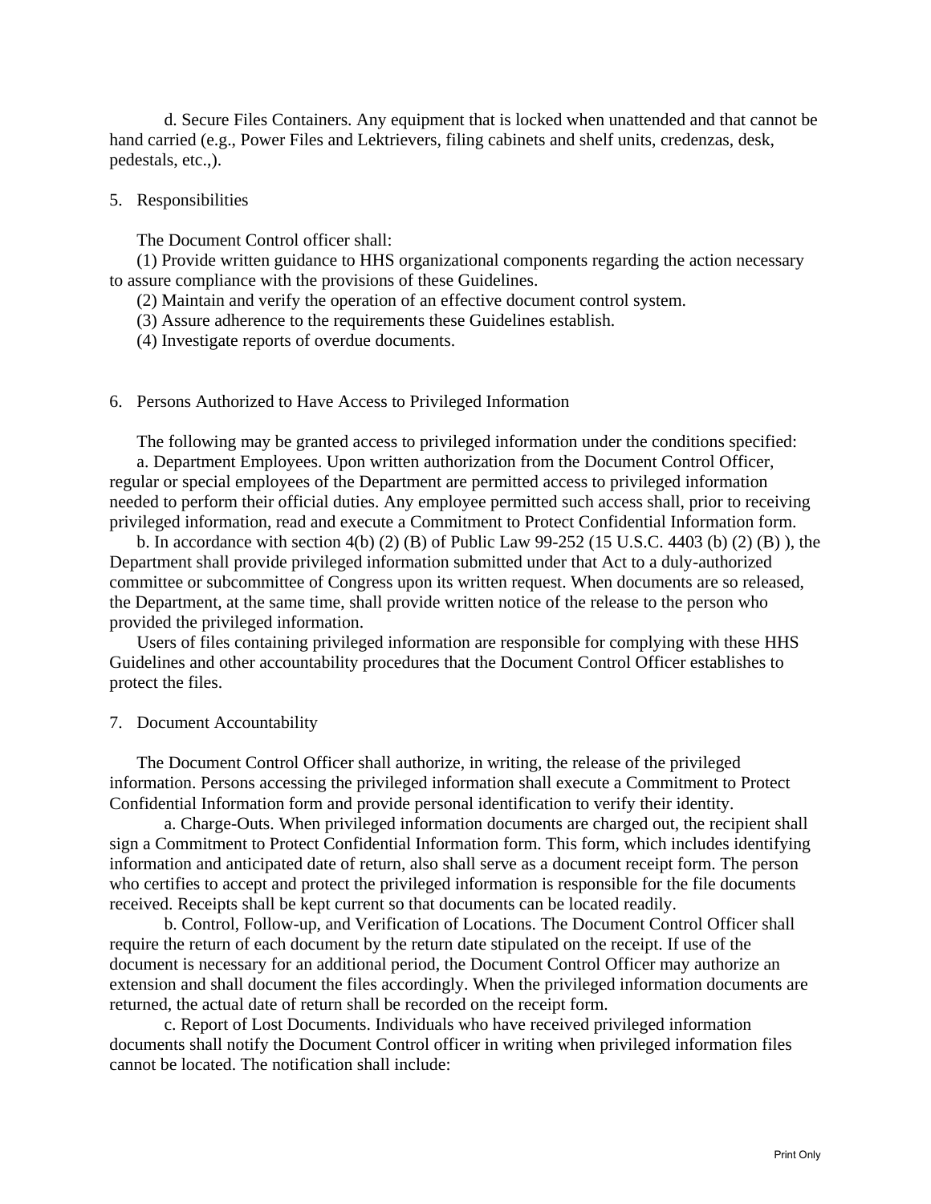d. Secure Files Containers. Any equipment that is locked when unattended and that cannot be hand carried (e.g., Power Files and Lektrievers, filing cabinets and shelf units, credenzas, desk, pedestals, etc.,).

5. Responsibilities

The Document Control officer shall:

(1) Provide written guidance to HHS organizational components regarding the action necessary to assure compliance with the provisions of these Guidelines.

(2) Maintain and verify the operation of an effective document control system.

(3) Assure adherence to the requirements these Guidelines establish.

(4) Investigate reports of overdue documents.

6. Persons Authorized to Have Access to Privileged Information

The following may be granted access to privileged information under the conditions specified:

a. Department Employees. Upon written authorization from the Document Control Officer, regular or special employees of the Department are permitted access to privileged information needed to perform their official duties. Any employee permitted such access shall, prior to receiving privileged information, read and execute a Commitment to Protect Confidential Information form.

b. In accordance with section 4(b) (2) (B) of Public Law 99-252 (15 U.S.C. 4403 (b) (2) (B) ), the Department shall provide privileged information submitted under that Act to a duly-authorized committee or subcommittee of Congress upon its written request. When documents are so released, the Department, at the same time, shall provide written notice of the release to the person who provided the privileged information.

Users of files containing privileged information are responsible for complying with these HHS Guidelines and other accountability procedures that the Document Control Officer establishes to protect the files.

7. Document Accountability

The Document Control Officer shall authorize, in writing, the release of the privileged information. Persons accessing the privileged information shall execute a Commitment to Protect Confidential Information form and provide personal identification to verify their identity.

a. Charge-Outs. When privileged information documents are charged out, the recipient shall sign a Commitment to Protect Confidential Information form. This form, which includes identifying information and anticipated date of return, also shall serve as a document receipt form. The person who certifies to accept and protect the privileged information is responsible for the file documents received. Receipts shall be kept current so that documents can be located readily.

b. Control, Follow-up, and Verification of Locations. The Document Control Officer shall require the return of each document by the return date stipulated on the receipt. If use of the document is necessary for an additional period, the Document Control Officer may authorize an extension and shall document the files accordingly. When the privileged information documents are returned, the actual date of return shall be recorded on the receipt form.

c. Report of Lost Documents. Individuals who have received privileged information documents shall notify the Document Control officer in writing when privileged information files cannot be located. The notification shall include: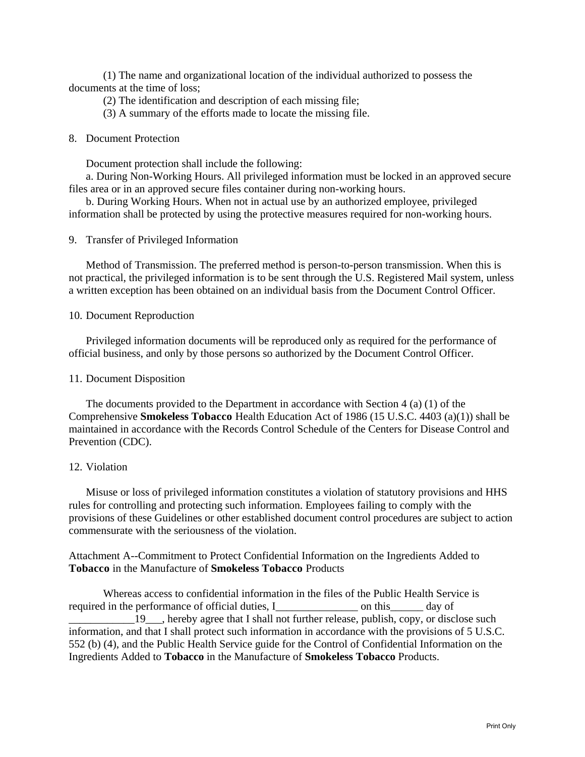(1) The name and organizational location of the individual authorized to possess the documents at the time of loss;

(2) The identification and description of each missing file;

(3) A summary of the efforts made to locate the missing file.

8. Document Protection

Document protection shall include the following:

a. During Non-Working Hours. All privileged information must be locked in an approved secure files area or in an approved secure files container during non-working hours.

b. During Working Hours. When not in actual use by an authorized employee, privileged information shall be protected by using the protective measures required for non-working hours.

9. Transfer of Privileged Information

Method of Transmission. The preferred method is person-to-person transmission. When this is not practical, the privileged information is to be sent through the U.S. Registered Mail system, unless a written exception has been obtained on an individual basis from the Document Control Officer.

10. Document Reproduction

Privileged information documents will be reproduced only as required for the performance of official business, and only by those persons so authorized by the Document Control Officer.

11. Document Disposition

The documents provided to the Department in accordance with Section 4 (a) (1) of the Comprehensive **Smokeless Tobacco** Health Education Act of 1986 (15 U.S.C. 4403 (a)(1)) shall be maintained in accordance with the Records Control Schedule of the Centers for Disease Control and Prevention (CDC).

12. Violation

Misuse or loss of privileged information constitutes a violation of statutory provisions and HHS rules for controlling and protecting such information. Employees failing to comply with the provisions of these Guidelines or other established document control procedures are subject to action commensurate with the seriousness of the violation.

Attachment A--Commitment to Protect Confidential Information on the Ingredients Added to **Tobacco** in the Manufacture of **Smokeless Tobacco** Products

Whereas access to confidential information in the files of the Public Health Service is required in the performance of official duties, I_______________ on this______ day of ____________19___, hereby agree that I shall not further release, publish, copy, or disclose such information, and that I shall protect such information in accordance with the provisions of 5 U.S.C. 552 (b) (4), and the Public Health Service guide for the Control of Confidential Information on the Ingredients Added to **Tobacco** in the Manufacture of **Smokeless Tobacco** Products.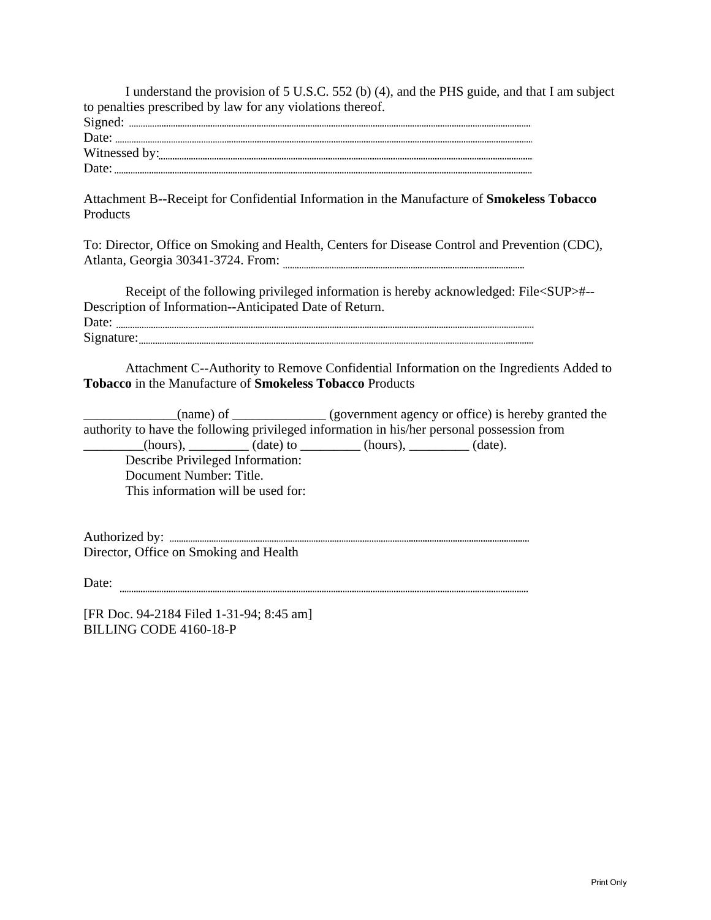I understand the provision of 5 U.S.C. 552 (b) (4), and the PHS guide, and that I am subject to penalties prescribed by law for any violations thereof.
Signed: ..........................................................................................
Date: ..........................................................................................
Witnessed by: ..........................................................................................
Date: ..........................................................................................

Attachment B--Receipt for Confidential Information in the Manufacture of **Smokeless Tobacco** Products

To: Director, Office on Smoking and Health, Centers for Disease Control and Prevention (CDC), Atlanta, Georgia 30341-3724. From: ..........................................................

Receipt of the following privileged information is hereby acknowledged: File<SUP>#--Description of Information--Anticipated Date of Return.
Date: ..........................................................................................
Signature: ..........................................................................................

Attachment C--Authority to Remove Confidential Information on the Ingredients Added to **Tobacco** in the Manufacture of **Smokeless Tobacco** Products

______________(name) of ______________ (government agency or office) is hereby granted the authority to have the following privileged information in his/her personal possession from _________(hours), _________ (date) to _________ (hours), _________ (date).
Describe Privileged Information:
Document Number: Title.
This information will be used for:

Authorized by: ..........................................................................................
Director, Office on Smoking and Health

Date: ..........................................................................................

[FR Doc. 94-2184 Filed 1-31-94; 8:45 am]
BILLING CODE 4160-18-P

Print Only